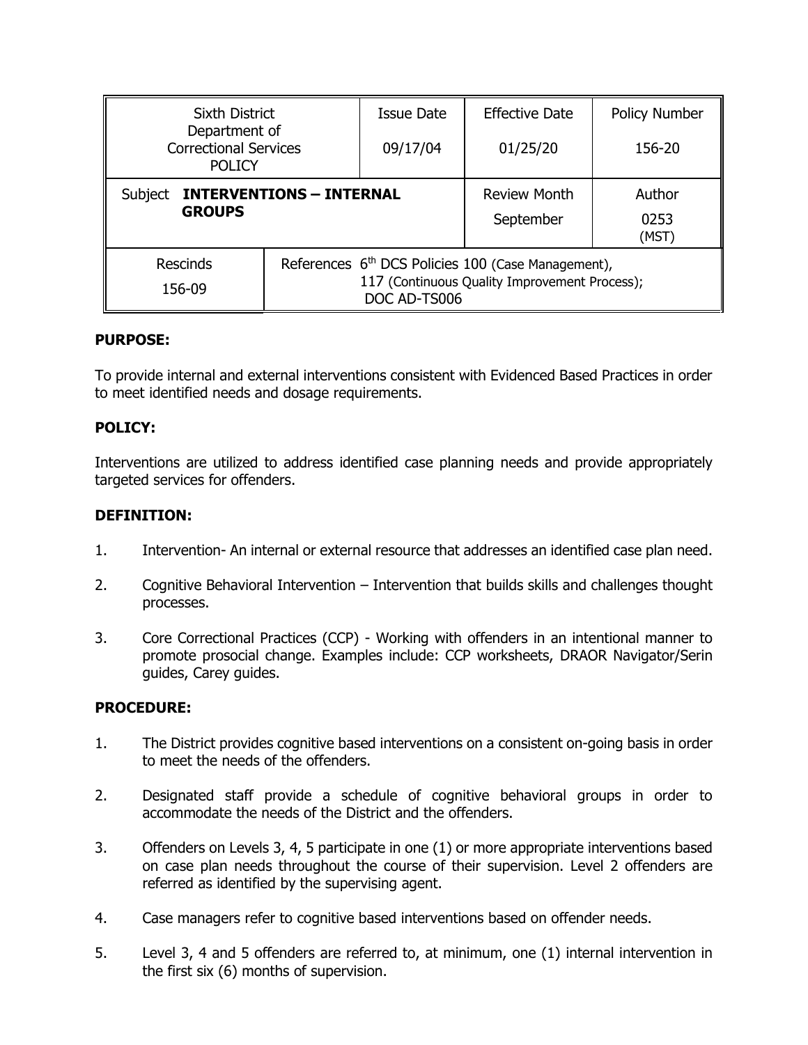| Sixth District Department of Correctional Services POLICY | | Issue Date 09/17/04 | Effective Date 01/25/20 | Policy Number 156-20 |
|---|---|---|---|---|
| Subject **INTERVENTIONS – INTERNAL GROUPS** | | | Review Month September | Author 0253 (MST) |
| Rescinds 156-09 | References 6th DCS Policies 100 (Case Management), 117 (Continuous Quality Improvement Process); DOC AD-TS006 | | | |

**PURPOSE:**

To provide internal and external interventions consistent with Evidenced Based Practices in order to meet identified needs and dosage requirements.

**POLICY:**

Interventions are utilized to address identified case planning needs and provide appropriately targeted services for offenders.

**DEFINITION:**

1. Intervention- An internal or external resource that addresses an identified case plan need.
2. Cognitive Behavioral Intervention – Intervention that builds skills and challenges thought processes.
3. Core Correctional Practices (CCP) - Working with offenders in an intentional manner to promote prosocial change. Examples include: CCP worksheets, DRAOR Navigator/Serin guides, Carey guides.

**PROCEDURE:**

1. The District provides cognitive based interventions on a consistent on-going basis in order to meet the needs of the offenders.
2. Designated staff provide a schedule of cognitive behavioral groups in order to accommodate the needs of the District and the offenders.
3. Offenders on Levels 3, 4, 5 participate in one (1) or more appropriate interventions based on case plan needs throughout the course of their supervision. Level 2 offenders are referred as identified by the supervising agent.
4. Case managers refer to cognitive based interventions based on offender needs.
5. Level 3, 4 and 5 offenders are referred to, at minimum, one (1) internal intervention in the first six (6) months of supervision.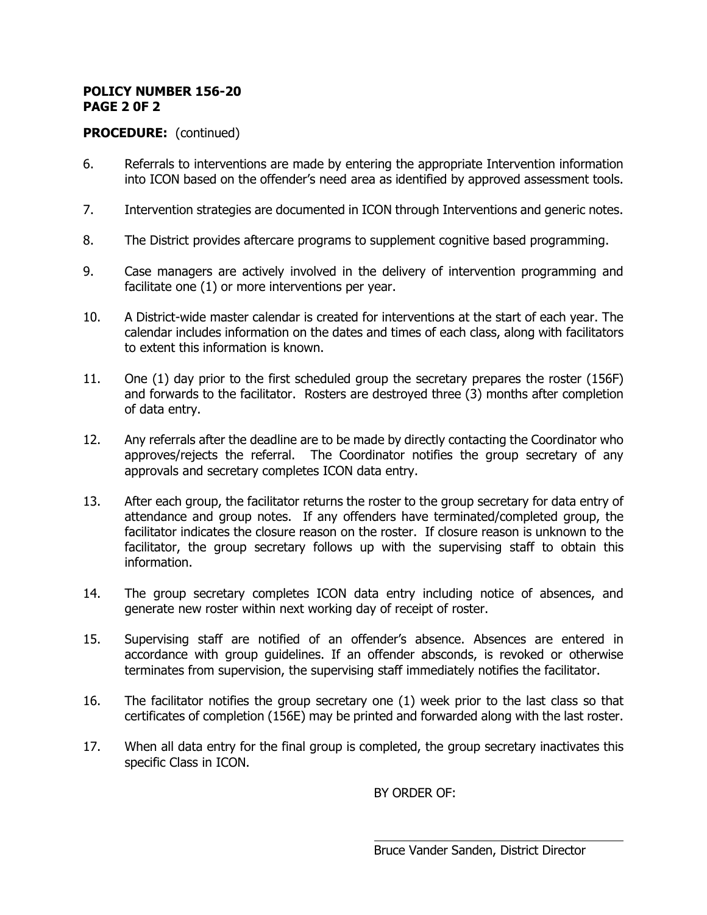**POLICY NUMBER 156-20**
**PAGE 2 0F 2**

**PROCEDURE:** (continued)

6. Referrals to interventions are made by entering the appropriate Intervention information into ICON based on the offender's need area as identified by approved assessment tools.

7. Intervention strategies are documented in ICON through Interventions and generic notes.

8. The District provides aftercare programs to supplement cognitive based programming.

9. Case managers are actively involved in the delivery of intervention programming and facilitate one (1) or more interventions per year.

10. A District-wide master calendar is created for interventions at the start of each year. The calendar includes information on the dates and times of each class, along with facilitators to extent this information is known.

11. One (1) day prior to the first scheduled group the secretary prepares the roster (156F) and forwards to the facilitator. Rosters are destroyed three (3) months after completion of data entry.

12. Any referrals after the deadline are to be made by directly contacting the Coordinator who approves/rejects the referral. The Coordinator notifies the group secretary of any approvals and secretary completes ICON data entry.

13. After each group, the facilitator returns the roster to the group secretary for data entry of attendance and group notes. If any offenders have terminated/completed group, the facilitator indicates the closure reason on the roster. If closure reason is unknown to the facilitator, the group secretary follows up with the supervising staff to obtain this information.

14. The group secretary completes ICON data entry including notice of absences, and generate new roster within next working day of receipt of roster.

15. Supervising staff are notified of an offender's absence. Absences are entered in accordance with group guidelines. If an offender absconds, is revoked or otherwise terminates from supervision, the supervising staff immediately notifies the facilitator.

16. The facilitator notifies the group secretary one (1) week prior to the last class so that certificates of completion (156E) may be printed and forwarded along with the last roster.

17. When all data entry for the final group is completed, the group secretary inactivates this specific Class in ICON.

BY ORDER OF:

Bruce Vander Sanden, District Director